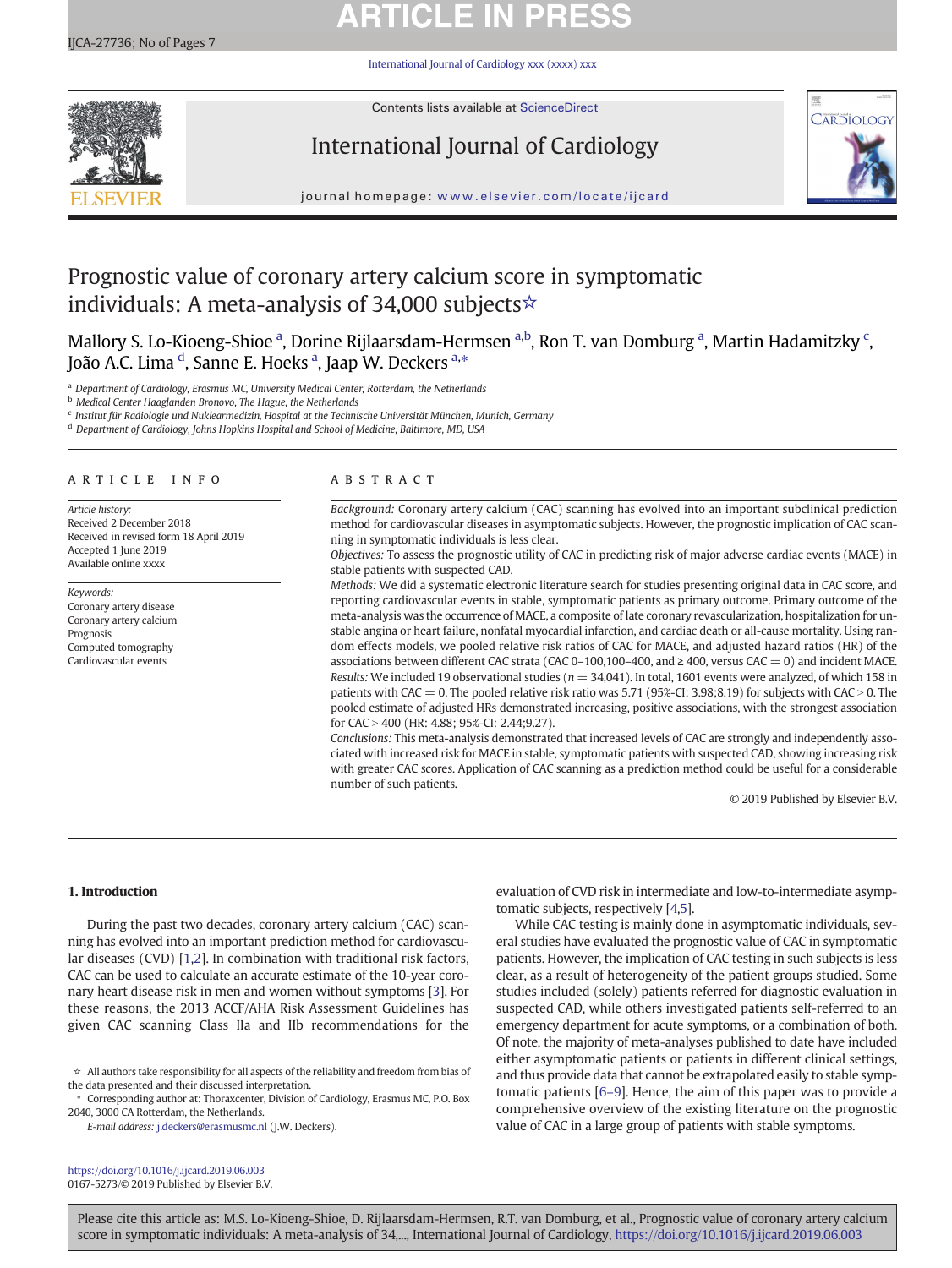# Prognostic value of coronary artery calcium score in symptomatic individuals: A meta-analysis of 34,000 subjects☆

Mallory S. Lo-Kioeng-Shioe [a], Dorine Rijlaarsdam-Hermsen [a,b], Ron T. van Domburg [a], Martin Hadamitzky [c], João A.C. Lima [d], Sanne E. Hoeks [a], Jaap W. Deckers [a,*]

[a] Department of Cardiology, Erasmus MC, University Medical Center, Rotterdam, the Netherlands
[b] Medical Center Haaglanden Bronovo, The Hague, the Netherlands
[c] Institut für Radiologie und Nuklearmedizin, Hospital at the Technische Universität München, Munich, Germany
[d] Department of Cardiology, Johns Hopkins Hospital and School of Medicine, Baltimore, MD, USA

## ARTICLE INFO

*Article history:*
Received 2 December 2018
Received in revised form 18 April 2019
Accepted 1 June 2019
Available online xxxx

*Keywords:*
Coronary artery disease
Coronary artery calcium
Prognosis
Computed tomography
Cardiovascular events

## ABSTRACT

*Background:* Coronary artery calcium (CAC) scanning has evolved into an important subclinical prediction method for cardiovascular diseases in asymptomatic subjects. However, the prognostic implication of CAC scanning in symptomatic individuals is less clear.

*Objectives:* To assess the prognostic utility of CAC in predicting risk of major adverse cardiac events (MACE) in stable patients with suspected CAD.

*Methods:* We did a systematic electronic literature search for studies presenting original data in CAC score, and reporting cardiovascular events in stable, symptomatic patients as primary outcome. Primary outcome of the meta-analysis was the occurrence of MACE, a composite of late coronary revascularization, hospitalization for unstable angina or heart failure, nonfatal myocardial infarction, and cardiac death or all-cause mortality. Using random effects models, we pooled relative risk ratios of CAC for MACE, and adjusted hazard ratios (HR) of the associations between different CAC strata (CAC 0–100,100–400, and ≥ 400, versus CAC = 0) and incident MACE.

*Results:* We included 19 observational studies ($n = 34{,}041$). In total, 1601 events were analyzed, of which 158 in patients with CAC = 0. The pooled relative risk ratio was 5.71 (95%-CI: 3.98;8.19) for subjects with CAC > 0. The pooled estimate of adjusted HRs demonstrated increasing, positive associations, with the strongest association for CAC > 400 (HR: 4.88; 95%-CI: 2.44;9.27).

*Conclusions:* This meta-analysis demonstrated that increased levels of CAC are strongly and independently associated with increased risk for MACE in stable, symptomatic patients with suspected CAD, showing increasing risk with greater CAC scores. Application of CAC scanning as a prediction method could be useful for a considerable number of such patients.

© 2019 Published by Elsevier B.V.

## 1. Introduction

During the past two decades, coronary artery calcium (CAC) scanning has evolved into an important prediction method for cardiovascular diseases (CVD) [1,2]. In combination with traditional risk factors, CAC can be used to calculate an accurate estimate of the 10-year coronary heart disease risk in men and women without symptoms [3]. For these reasons, the 2013 ACCF/AHA Risk Assessment Guidelines has given CAC scanning Class IIa and IIb recommendations for the evaluation of CVD risk in intermediate and low-to-intermediate asymptomatic subjects, respectively [4,5].

While CAC testing is mainly done in asymptomatic individuals, several studies have evaluated the prognostic value of CAC in symptomatic patients. However, the implication of CAC testing in such subjects is less clear, as a result of heterogeneity of the patient groups studied. Some studies included (solely) patients referred for diagnostic evaluation in suspected CAD, while others investigated patients self-referred to an emergency department for acute symptoms, or a combination of both. Of note, the majority of meta-analyses published to date have included either asymptomatic patients or patients in different clinical settings, and thus provide data that cannot be extrapolated easily to stable symptomatic patients [6–9]. Hence, the aim of this paper was to provide a comprehensive overview of the existing literature on the prognostic value of CAC in a large group of patients with stable symptoms.

☆ All authors take responsibility for all aspects of the reliability and freedom from bias of the data presented and their discussed interpretation.

\* Corresponding author at: Thoraxcenter, Division of Cardiology, Erasmus MC, P.O. Box 2040, 3000 CA Rotterdam, the Netherlands.

*E-mail address:* j.deckers@erasmusmc.nl (J.W. Deckers).

https://doi.org/10.1016/j.ijcard.2019.06.003
0167-5273/© 2019 Published by Elsevier B.V.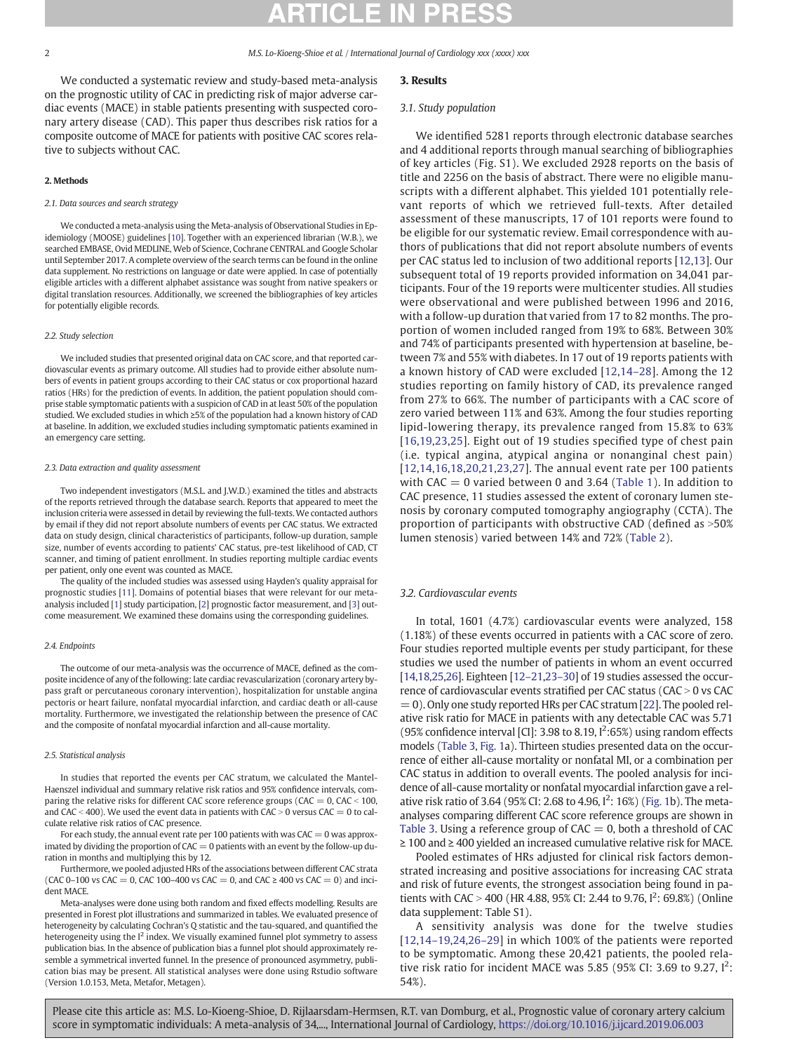We conducted a systematic review and study-based meta-analysis on the prognostic utility of CAC in predicting risk of major adverse cardiac events (MACE) in stable patients presenting with suspected coronary artery disease (CAD). This paper thus describes risk ratios for a composite outcome of MACE for patients with positive CAC scores relative to subjects without CAC.

## 2. Methods

### 2.1. Data sources and search strategy

We conducted a meta-analysis using the Meta-analysis of Observational Studies in Epidemiology (MOOSE) guidelines [10]. Together with an experienced librarian (W.B.), we searched EMBASE, Ovid MEDLINE, Web of Science, Cochrane CENTRAL and Google Scholar until September 2017. A complete overview of the search terms can be found in the online data supplement. No restrictions on language or date were applied. In case of potentially eligible articles with a different alphabet assistance was sought from native speakers or digital translation resources. Additionally, we screened the bibliographies of key articles for potentially eligible records.

### 2.2. Study selection

We included studies that presented original data on CAC score, and that reported cardiovascular events as primary outcome. All studies had to provide either absolute numbers of events in patient groups according to their CAC status or cox proportional hazard ratios (HRs) for the prediction of events. In addition, the patient population should comprise stable symptomatic patients with a suspicion of CAD in at least 50% of the population studied. We excluded studies in which ≥5% of the population had a known history of CAD at baseline. In addition, we excluded studies including symptomatic patients examined in an emergency care setting.

### 2.3. Data extraction and quality assessment

Two independent investigators (M.S.L. and J.W.D.) examined the titles and abstracts of the reports retrieved through the database search. Reports that appeared to meet the inclusion criteria were assessed in detail by reviewing the full-texts. We contacted authors by email if they did not report absolute numbers of events per CAC status. We extracted data on study design, clinical characteristics of participants, follow-up duration, sample size, number of events according to patients' CAC status, pre-test likelihood of CAD, CT scanner, and timing of patient enrollment. In studies reporting multiple cardiac events per patient, only one event was counted as MACE.

The quality of the included studies was assessed using Hayden's quality appraisal for prognostic studies [11]. Domains of potential biases that were relevant for our meta-analysis included [1] study participation, [2] prognostic factor measurement, and [3] outcome measurement. We examined these domains using the corresponding guidelines.

### 2.4. Endpoints

The outcome of our meta-analysis was the occurrence of MACE, defined as the composite incidence of any of the following: late cardiac revascularization (coronary artery bypass graft or percutaneous coronary intervention), hospitalization for unstable angina pectoris or heart failure, nonfatal myocardial infarction, and cardiac death or all-cause mortality. Furthermore, we investigated the relationship between the presence of CAC and the composite of nonfatal myocardial infarction and all-cause mortality.

### 2.5. Statistical analysis

In studies that reported the events per CAC stratum, we calculated the Mantel-Haenszel individual and summary relative risk ratios and 95% confidence intervals, comparing the relative risks for different CAC score reference groups (CAC = 0, CAC < 100, and CAC < 400). We used the event data in patients with CAC > 0 versus CAC = 0 to calculate relative risk ratios of CAC presence.

For each study, the annual event rate per 100 patients with was CAC = 0 was approximated by dividing the proportion of CAC = 0 patients with an event by the follow-up duration in months and multiplying this by 12.

Furthermore, we pooled adjusted HRs of the associations between different CAC strata (CAC 0–100 vs CAC = 0, CAC 100–400 vs CAC = 0, and CAC ≥ 400 vs CAC = 0) and incident MACE.

Meta-analyses were done using both random and fixed effects modelling. Results are presented in Forest plot illustrations and summarized in tables. We evaluated presence of heterogeneity by calculating Cochran's Q statistic and the tau-squared, and quantified the heterogeneity using the $I^2$ index. We visually examined funnel plot symmetry to assess publication bias. In the absence of publication bias a funnel plot should approximately resemble a symmetrical inverted funnel. In the presence of pronounced asymmetry, publication bias may be present. All statistical analyses were done using Rstudio software (Version 1.0.153, Meta, Metafor, Metagen).

## 3. Results

### 3.1. Study population

We identified 5281 reports through electronic database searches and 4 additional reports through manual searching of bibliographies of key articles (Fig. S1). We excluded 2928 reports on the basis of title and 2256 on the basis of abstract. There were no eligible manuscripts with a different alphabet. This yielded 101 potentially relevant reports of which we retrieved full-texts. After detailed assessment of these manuscripts, 17 of 101 reports were found to be eligible for our systematic review. Email correspondence with authors of publications that did not report absolute numbers of events per CAC status led to inclusion of two additional reports [12,13]. Our subsequent total of 19 reports provided information on 34,041 participants. Four of the 19 reports were multicenter studies. All studies were observational and were published between 1996 and 2016, with a follow-up duration that varied from 17 to 82 months. The proportion of women included ranged from 19% to 68%. Between 30% and 74% of participants presented with hypertension at baseline, between 7% and 55% with diabetes. In 17 out of 19 reports patients with a known history of CAD were excluded [12,14–28]. Among the 12 studies reporting on family history of CAD, its prevalence ranged from 27% to 66%. The number of participants with a CAC score of zero varied between 11% and 63%. Among the four studies reporting lipid-lowering therapy, its prevalence ranged from 15.8% to 63% [16,19,23,25]. Eight out of 19 studies specified type of chest pain (i.e. typical angina, atypical angina or nonanginal chest pain) [12,14,16,18,20,21,23,27]. The annual event rate per 100 patients with CAC = 0 varied between 0 and 3.64 (Table 1). In addition to CAC presence, 11 studies assessed the extent of coronary lumen stenosis by coronary computed tomography angiography (CCTA). The proportion of participants with obstructive CAD (defined as >50% lumen stenosis) varied between 14% and 72% (Table 2).

### 3.2. Cardiovascular events

In total, 1601 (4.7%) cardiovascular events were analyzed, 158 (1.18%) of these events occurred in patients with a CAC score of zero. Four studies reported multiple events per study participant, for these studies we used the number of patients in whom an event occurred [14,18,25,26]. Eighteen [12–21,23–30] of 19 studies assessed the occurrence of cardiovascular events stratified per CAC status (CAC > 0 vs CAC = 0). Only one study reported HRs per CAC stratum [22]. The pooled relative risk ratio for MACE in patients with any detectable CAC was 5.71 (95% confidence interval [CI]: 3.98 to 8.19, $I^2$:65%) using random effects models (Table 3, Fig. 1a). Thirteen studies presented data on the occurrence of either all-cause mortality or nonfatal MI, or a combination per CAC status in addition to overall events. The pooled analysis for incidence of all-cause mortality or nonfatal myocardial infarction gave a relative risk ratio of 3.64 (95% CI: 2.68 to 4.96, $I^2$: 16%) (Fig. 1b). The meta-analyses comparing different CAC score reference groups are shown in Table 3. Using a reference group of CAC = 0, both a threshold of CAC ≥ 100 and ≥ 400 yielded an increased cumulative relative risk for MACE.

Pooled estimates of HRs adjusted for clinical risk factors demonstrated increasing and positive associations for increasing CAC strata and risk of future events, the strongest association being found in patients with CAC > 400 (HR 4.88, 95% CI: 2.44 to 9.76, $I^2$: 69.8%) (Online data supplement: Table S1).

A sensitivity analysis was done for the twelve studies [12,14–19,24,26–29] in which 100% of the patients were reported to be symptomatic. Among these 20,421 patients, the pooled relative risk ratio for incident MACE was 5.85 (95% CI: 3.69 to 9.27, $I^2$: 54%).

Please cite this article as: M.S. Lo-Kioeng-Shioe, D. Rijlaarsdam-Hermsen, R.T. van Domburg, et al., Prognostic value of coronary artery calcium score in symptomatic individuals: A meta-analysis of 34,..., International Journal of Cardiology, https://doi.org/10.1016/j.ijcard.2019.06.003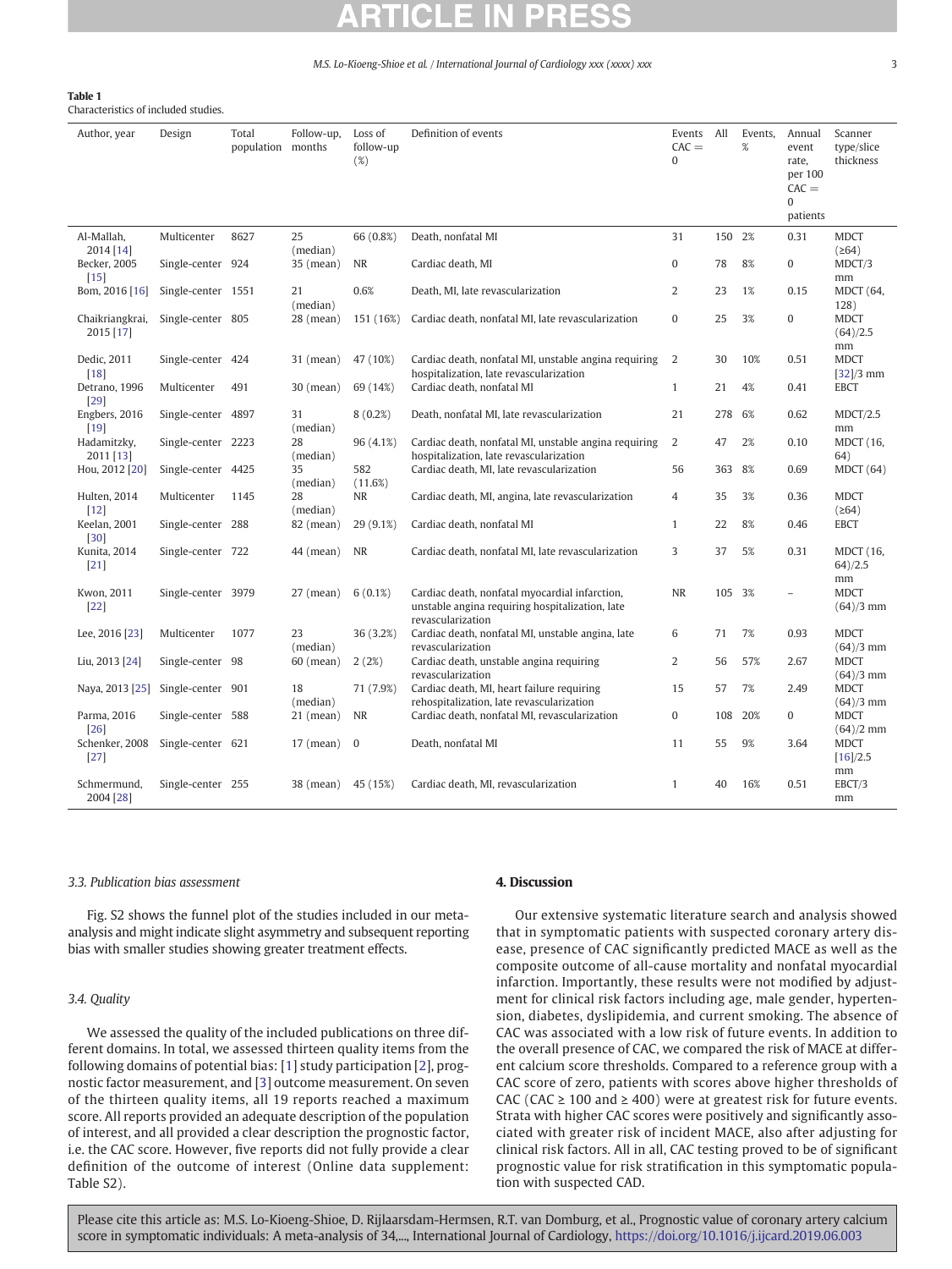**Table 1**
Characteristics of included studies.

| Author, year | Design | Total population | Follow-up, months | Loss of follow-up (%) | Definition of events | Events CAC = 0 | All | Events, % | Annual event rate, per 100 CAC = 0 patients | Scanner type/slice thickness |
|---|---|---|---|---|---|---|---|---|---|---|
| Al-Mallah, 2014 [14] | Multicenter | 8627 | 25 (median) | 66 (0.8%) | Death, nonfatal MI | 31 | 150 | 2% | 0.31 | MDCT (≥64) |
| Becker, 2005 [15] | Single-center | 924 | 35 (mean) | NR | Cardiac death, MI | 0 | 78 | 8% | 0 | MDCT/3 mm |
| Bom, 2016 [16] | Single-center | 1551 | 21 (median) | 0.6% | Death, MI, late revascularization | 2 | 23 | 1% | 0.15 | MDCT (64, 128) |
| Chaikriangkrai, 2015 [17] | Single-center | 805 | 28 (mean) | 151 (16%) | Cardiac death, nonfatal MI, late revascularization | 0 | 25 | 3% | 0 | MDCT (64)/2.5 mm |
| Dedic, 2011 [18] | Single-center | 424 | 31 (mean) | 47 (10%) | Cardiac death, nonfatal MI, unstable angina requiring hospitalization, late revascularization | 2 | 30 | 10% | 0.51 | MDCT [32]/3 mm |
| Detrano, 1996 [29] | Multicenter | 491 | 30 (mean) | 69 (14%) | Cardiac death, nonfatal MI | 1 | 21 | 4% | 0.41 | EBCT |
| Engbers, 2016 [19] | Single-center | 4897 | 31 (median) | 8 (0.2%) | Death, nonfatal MI, late revascularization | 21 | 278 | 6% | 0.62 | MDCT/2.5 mm |
| Hadamitzky, 2011 [13] | Single-center | 2223 | 28 (median) | 96 (4.1%) | Cardiac death, nonfatal MI, unstable angina requiring hospitalization, late revascularization | 2 | 47 | 2% | 0.10 | MDCT (16, 64) |
| Hou, 2012 [20] | Single-center | 4425 | 35 (median) | 582 (11.6%) | Cardiac death, MI, late revascularization | 56 | 363 | 8% | 0.69 | MDCT (64) |
| Hulten, 2014 [12] | Multicenter | 1145 | 28 (median) | NR | Cardiac death, MI, angina, late revascularization | 4 | 35 | 3% | 0.36 | MDCT (≥64) |
| Keelan, 2001 [30] | Single-center | 288 | 82 (mean) | 29 (9.1%) | Cardiac death, nonfatal MI | 1 | 22 | 8% | 0.46 | EBCT |
| Kunita, 2014 [21] | Single-center | 722 | 44 (mean) | NR | Cardiac death, nonfatal MI, late revascularization | 3 | 37 | 5% | 0.31 | MDCT (16, 64)/2.5 mm |
| Kwon, 2011 [22] | Single-center | 3979 | 27 (mean) | 6 (0.1%) | Cardiac death, nonfatal myocardial infarction, unstable angina requiring hospitalization, late revascularization | NR | 105 | 3% | – | MDCT (64)/3 mm |
| Lee, 2016 [23] | Multicenter | 1077 | 23 (median) | 36 (3.2%) | Cardiac death, nonfatal MI, unstable angina, late revascularization | 6 | 71 | 7% | 0.93 | MDCT (64)/3 mm |
| Liu, 2013 [24] | Single-center | 98 | 60 (mean) | 2 (2%) | Cardiac death, unstable angina requiring revascularization | 2 | 56 | 57% | 2.67 | MDCT (64)/3 mm |
| Naya, 2013 [25] | Single-center | 901 | 18 (median) | 71 (7.9%) | Cardiac death, MI, heart failure requiring rehospitalization, late revascularization | 15 | 57 | 7% | 2.49 | MDCT (64)/3 mm |
| Parma, 2016 [26] | Single-center | 588 | 21 (mean) | NR | Cardiac death, nonfatal MI, revascularization | 0 | 108 | 20% | 0 | MDCT (64)/2 mm |
| Schenker, 2008 [27] | Single-center | 621 | 17 (mean) | 0 | Death, nonfatal MI | 11 | 55 | 9% | 3.64 | MDCT [16]/2.5 mm |
| Schmermund, 2004 [28] | Single-center | 255 | 38 (mean) | 45 (15%) | Cardiac death, MI, revascularization | 1 | 40 | 16% | 0.51 | EBCT/3 mm |

### 3.3. Publication bias assessment

Fig. S2 shows the funnel plot of the studies included in our meta-analysis and might indicate slight asymmetry and subsequent reporting bias with smaller studies showing greater treatment effects.

### 3.4. Quality

We assessed the quality of the included publications on three different domains. In total, we assessed thirteen quality items from the following domains of potential bias: [1] study participation [2], prognostic factor measurement, and [3] outcome measurement. On seven of the thirteen quality items, all 19 reports reached a maximum score. All reports provided an adequate description of the population of interest, and all provided a clear description the prognostic factor, i.e. the CAC score. However, five reports did not fully provide a clear definition of the outcome of interest (Online data supplement: Table S2).

## 4. Discussion

Our extensive systematic literature search and analysis showed that in symptomatic patients with suspected coronary artery disease, presence of CAC significantly predicted MACE as well as the composite outcome of all-cause mortality and nonfatal myocardial infarction. Importantly, these results were not modified by adjustment for clinical risk factors including age, male gender, hypertension, diabetes, dyslipidemia, and current smoking. The absence of CAC was associated with a low risk of future events. In addition to the overall presence of CAC, we compared the risk of MACE at different calcium score thresholds. Compared to a reference group with a CAC score of zero, patients with scores above higher thresholds of CAC (CAC ≥ 100 and ≥ 400) were at greatest risk for future events. Strata with higher CAC scores were positively and significantly associated with greater risk of incident MACE, also after adjusting for clinical risk factors. All in all, CAC testing proved to be of significant prognostic value for risk stratification in this symptomatic population with suspected CAD.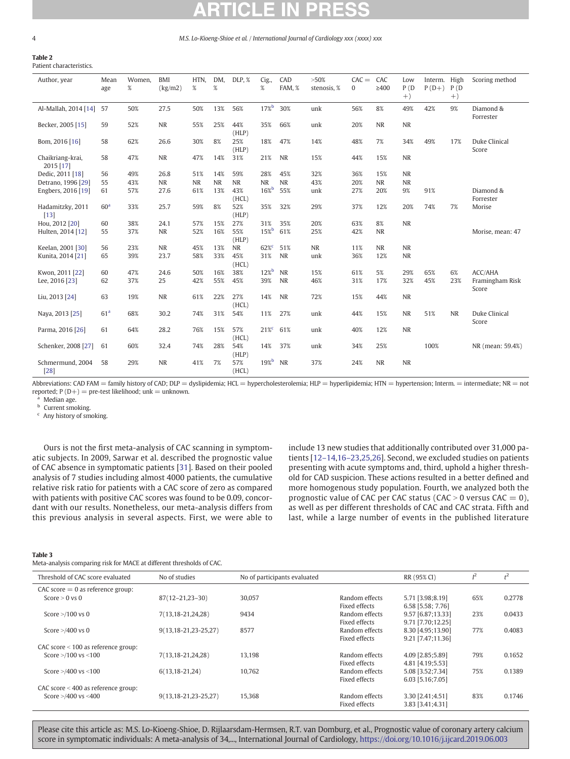**Table 2**
Patient characteristics.

| Author, year | Mean age | Women, % | BMI (kg/m2) | HTN, % | DM, % | DLP, % | Cig., % | CAD FAM, % | >50% stenosis, % | CAC = 0 | CAC ≥400 | Low P (D+) | Interm. P (D+) | High P (D+) | Scoring method |
|---|---|---|---|---|---|---|---|---|---|---|---|---|---|---|---|
| Al-Mallah, 2014 [14] | 57 | 50% | 27.5 | 50% | 13% | 56% | 17%[b] | 30% | unk | 56% | 8% | 49% | 42% | 9% | Diamond & Forrester |
| Becker, 2005 [15] | 59 | 52% | NR | 55% | 25% | 44% (HLP) | 35% | 66% | unk | 20% | NR | NR | | | |
| Bom, 2016 [16] | 58 | 62% | 26.6 | 30% | 8% | 25% (HLP) | 18% | 47% | 14% | 48% | 7% | 34% | 49% | 17% | Duke Clinical Score |
| Chaikriang-krai, 2015 [17] | 58 | 47% | NR | 47% | 14% | 31% | 21% | NR | 15% | 44% | 15% | NR | | | |
| Dedic, 2011 [18] | 56 | 49% | 26.8 | 51% | 14% | 59% | 28% | 45% | 32% | 36% | 15% | NR | | | |
| Detrano, 1996 [29] | 55 | 43% | NR | NR | NR | NR | NR | NR | 43% | 20% | NR | NR | | | |
| Engbers, 2016 [19] | 61 | 57% | 27.6 | 61% | 13% | 43% (HCL) | 16%[b] | 55% | unk | 27% | 20% | 9% | 91% | | Diamond & Forrester |
| Hadamitzky, 2011 [13] | 60[a] | 33% | 25.7 | 59% | 8% | 52% (HLP) | 35% | 32% | 29% | 37% | 12% | 20% | 74% | 7% | Morise |
| Hou, 2012 [20] | 60 | 38% | 24.1 | 57% | 15% | 27% | 31% | 35% | 20% | 63% | 8% | NR | | | |
| Hulten, 2014 [12] | 55 | 37% | NR | 52% | 16% | 55% (HLP) | 15%[b] | 61% | 25% | 42% | NR | | | | Morise, mean: 47 |
| Keelan, 2001 [30] | 56 | 23% | NR | 45% | 13% | NR | 62%[c] | 51% | NR | 11% | NR | NR | | | |
| Kunita, 2014 [21] | 65 | 39% | 23.7 | 58% | 33% | 45% (HCL) | 31% | NR | unk | 36% | 12% | NR | | | |
| Kwon, 2011 [22] | 60 | 47% | 24.6 | 50% | 16% | 38% | 12%[b] | NR | 15% | 61% | 5% | 29% | 65% | 6% | ACC/AHA |
| Lee, 2016 [23] | 62 | 37% | 25 | 42% | 55% | 45% | 39% | NR | 46% | 31% | 17% | 32% | 45% | 23% | Framingham Risk Score |
| Liu, 2013 [24] | 63 | 19% | NR | 61% | 22% | 27% (HCL) | 14% | NR | 72% | 15% | 44% | NR | | | |
| Naya, 2013 [25] | 61[a] | 68% | 30.2 | 74% | 31% | 54% | 11% | 27% | unk | 44% | 15% | NR | 51% | NR | Duke Clinical Score |
| Parma, 2016 [26] | 61 | 64% | 28.2 | 76% | 15% | 57% (HCL) | 21%[c] | 61% | unk | 40% | 12% | NR | | | |
| Schenker, 2008 [27] | 61 | 60% | 32.4 | 74% | 28% | 54% (HLP) | 14% | 37% | unk | 34% | 25% | | 100% | | NR (mean: 59.4%) |
| Schmermund, 2004 [28] | 58 | 29% | NR | 41% | 7% | 57% (HCL) | 19%[b] | NR | 37% | 24% | NR | NR | | | |

Abbreviations: CAD FAM = family history of CAD; DLP = dyslipidemia; HCL = hypercholesterolemia; HLP = hyperlipidemia; HTN = hypertension; Interm. = intermediate; NR = not reported; P (D+) = pre-test likelihood; unk = unknown.
[a] Median age.
[b] Current smoking.
[c] Any history of smoking.

Ours is not the first meta-analysis of CAC scanning in symptomatic subjects. In 2009, Sarwar et al. described the prognostic value of CAC absence in symptomatic patients [31]. Based on their pooled analysis of 7 studies including almost 4000 patients, the cumulative relative risk ratio for patients with a CAC score of zero as compared with patients with positive CAC scores was found to be 0.09, concordant with our results. Nonetheless, our meta-analysis differs from this previous analysis in several aspects. First, we were able to include 13 new studies that additionally contributed over 31,000 patients [12–14,16–23,25,26]. Second, we excluded studies on patients presenting with acute symptoms and, third, uphold a higher threshold for CAD suspicion. These actions resulted in a better defined and more homogenous study population. Fourth, we analyzed both the prognostic value of CAC per CAC status (CAC > 0 versus CAC = 0), as well as per different thresholds of CAC and CAC strata. Fifth and last, while a large number of events in the published literature

**Table 3**
Meta-analysis comparing risk for MACE at different thresholds of CAC.

| Threshold of CAC score evaluated | No of studies | No of participants evaluated | | RR (95% CI) | $I^2$ | $t^2$ |
|---|---|---|---|---|---|---|
| CAC score = 0 as reference group: | | | | | | |
| Score > 0 vs 0 | 87(12–21,23–30) | 30,057 | Random effects | 5.71 [3.98;8.19] | 65% | 0.2778 |
| | | | Fixed effects | 6.58 [5.58; 7.76] | | |
| Score >/100 vs 0 | 7(13,18-21,24,28) | 9434 | Random effects | 9.57 [6.87;13.33] | 23% | 0.0433 |
| | | | Fixed effects | 9.71 [7.70;12.25] | | |
| Score >/400 vs 0 | 9(13,18-21,23-25,27) | 8577 | Random effects | 8.30 [4.95;13.90] | 77% | 0.4083 |
| | | | Fixed effects | 9.21 [7.47;11.36] | | |
| CAC score < 100 as reference group: | | | | | | |
| Score >/100 vs <100 | 7(13,18-21,24,28) | 13,198 | Random effects | 4.09 [2.85;5.89] | 79% | 0.1652 |
| | | | Fixed effects | 4.81 [4.19;5.53] | | |
| Score >/400 vs <100 | 6(13,18-21,24) | 10,762 | Random effects | 5.08 [3.52;7.34] | 75% | 0.1389 |
| | | | Fixed effects | 6.03 [5.16;7.05] | | |
| CAC score < 400 as reference group: | | | | | | |
| Score >/400 vs <400 | 9(13,18-21,23-25,27) | 15,368 | Random effects | 3.30 [2.41;4.51] | 83% | 0.1746 |
| | | | Fixed effects | 3.83 [3.41;4.31] | | |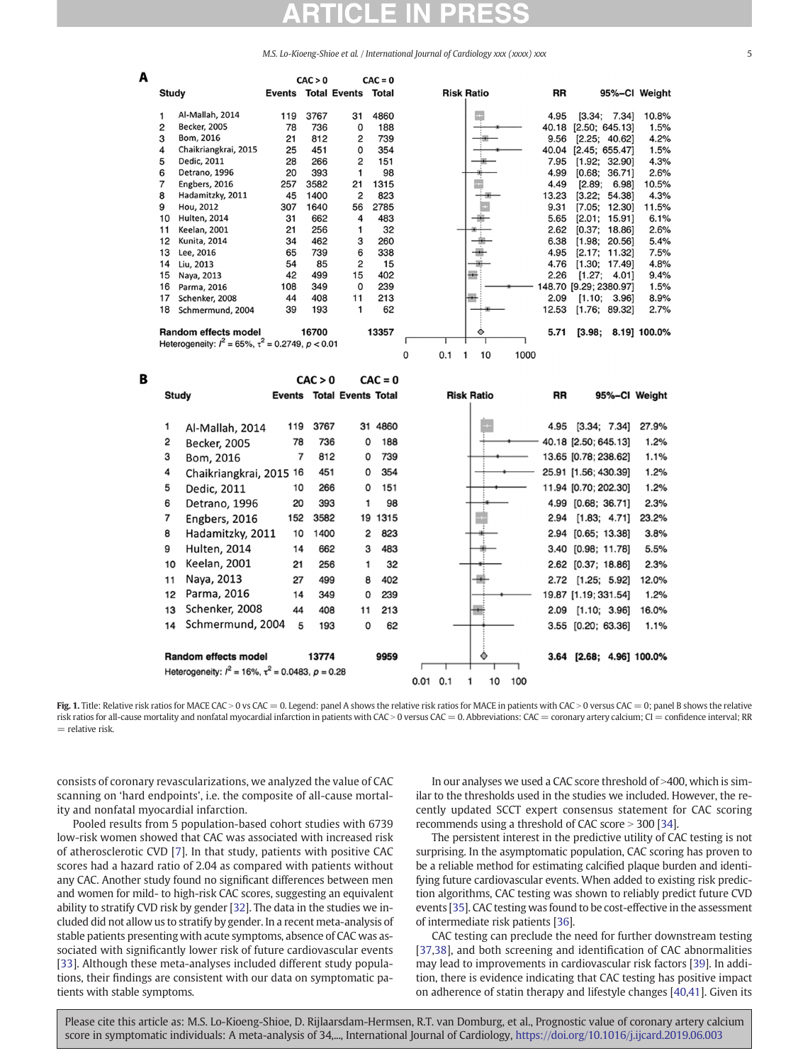**A**

| | Study | CAC > 0 Events | CAC > 0 Total | CAC = 0 Events | CAC = 0 Total | RR | 95%-CI | Weight |
|---|---|---|---|---|---|---|---|---|
| 1 | Al-Mallah, 2014 | 119 | 3767 | 31 | 4860 | 4.95 | [3.34; 7.34] | 10.8% |
| 2 | Becker, 2005 | 78 | 736 | 0 | 188 | 40.18 | [2.50; 645.13] | 1.5% |
| 3 | Bom, 2016 | 21 | 812 | 2 | 739 | 9.56 | [2.25; 40.62] | 4.2% |
| 4 | Chaikriangkrai, 2015 | 25 | 451 | 0 | 354 | 40.04 | [2.45; 655.47] | 1.5% |
| 5 | Dedic, 2011 | 28 | 266 | 2 | 151 | 7.95 | [1.92; 32.90] | 4.3% |
| 6 | Detrano, 1996 | 20 | 393 | 1 | 98 | 4.99 | [0.68; 36.71] | 2.6% |
| 7 | Engbers, 2016 | 257 | 3582 | 21 | 1315 | 4.49 | [2.89; 6.98] | 10.5% |
| 8 | Hadamitzky, 2011 | 45 | 1400 | 2 | 823 | 13.23 | [3.22; 54.38] | 4.3% |
| 9 | Hou, 2012 | 307 | 1640 | 56 | 2785 | 9.31 | [7.05; 12.30] | 11.5% |
| 10 | Hulten, 2014 | 31 | 662 | 4 | 483 | 5.65 | [2.01; 15.91] | 6.1% |
| 11 | Keelan, 2001 | 21 | 256 | 1 | 32 | 2.62 | [0.37; 18.86] | 2.6% |
| 12 | Kunita, 2014 | 34 | 462 | 3 | 260 | 6.38 | [1.98; 20.56] | 5.4% |
| 13 | Lee, 2016 | 65 | 739 | 6 | 338 | 4.95 | [2.17; 11.32] | 7.5% |
| 14 | Liu, 2013 | 54 | 85 | 2 | 15 | 4.76 | [1.30; 17.49] | 4.8% |
| 15 | Naya, 2013 | 42 | 499 | 15 | 402 | 2.26 | [1.27; 4.01] | 9.4% |
| 16 | Parma, 2016 | 108 | 349 | 0 | 239 | 148.70 | [9.29; 2380.97] | 1.5% |
| 17 | Schenker, 2008 | 44 | 408 | 11 | 213 | 2.09 | [1.10; 3.96] | 8.9% |
| 18 | Schmermund, 2004 | 39 | 193 | 1 | 62 | 12.53 | [1.76; 89.32] | 2.7% |
| | **Random effects model** | | 16700 | | 13357 | **5.71** | **[3.98; 8.19]** | **100.0%** |

Heterogeneity: $I^2 = 65\%$, $\tau^2 = 0.2749$, $p < 0.01$

**B**

| | Study | CAC > 0 Events | CAC > 0 Total | CAC = 0 Events | CAC = 0 Total | RR | 95%-CI | Weight |
|---|---|---|---|---|---|---|---|---|
| 1 | Al-Mallah, 2014 | 119 | 3767 | 31 | 4860 | 4.95 | [3.34; 7.34] | 27.9% |
| 2 | Becker, 2005 | 78 | 736 | 0 | 188 | 40.18 | [2.50; 645.13] | 1.2% |
| 3 | Bom, 2016 | 7 | 812 | 0 | 739 | 13.65 | [0.78; 238.62] | 1.1% |
| 4 | Chaikriangkrai, 2015 | 16 | 451 | 0 | 354 | 25.91 | [1.56; 430.39] | 1.2% |
| 5 | Dedic, 2011 | 10 | 266 | 0 | 151 | 11.94 | [0.70; 202.30] | 1.2% |
| 6 | Detrano, 1996 | 20 | 393 | 1 | 98 | 4.99 | [0.68; 36.71] | 2.3% |
| 7 | Engbers, 2016 | 152 | 3582 | 19 | 1315 | 2.94 | [1.83; 4.71] | 23.2% |
| 8 | Hadamitzky, 2011 | 10 | 1400 | 2 | 823 | 2.94 | [0.65; 13.38] | 3.8% |
| 9 | Hulten, 2014 | 14 | 662 | 3 | 483 | 3.40 | [0.98; 11.78] | 5.5% |
| 10 | Keelan, 2001 | 21 | 256 | 1 | 32 | 2.62 | [0.37; 18.86] | 2.3% |
| 11 | Naya, 2013 | 27 | 499 | 8 | 402 | 2.72 | [1.25; 5.92] | 12.0% |
| 12 | Parma, 2016 | 14 | 349 | 0 | 239 | 19.87 | [1.19; 331.54] | 1.2% |
| 13 | Schenker, 2008 | 44 | 408 | 11 | 213 | 2.09 | [1.10; 3.96] | 16.0% |
| 14 | Schmermund, 2004 | 5 | 193 | 0 | 62 | 3.55 | [0.20; 63.36] | 1.1% |
| | **Random effects model** | | 13774 | | 9959 | **3.64** | **[2.68; 4.96]** | **100.0%** |

Heterogeneity: $I^2 = 16\%$, $\tau^2 = 0.0483$, $p = 0.28$

**Fig. 1.** Title: Relative risk ratios for MACE CAC > 0 vs CAC = 0. Legend: panel A shows the relative risk ratios for MACE in patients with CAC > 0 versus CAC = 0; panel B shows the relative risk ratios for all-cause mortality and nonfatal myocardial infarction in patients with CAC > 0 versus CAC = 0. Abbreviations: CAC = coronary artery calcium; CI = confidence interval; RR = relative risk.

consists of coronary revascularizations, we analyzed the value of CAC scanning on 'hard endpoints', i.e. the composite of all-cause mortality and nonfatal myocardial infarction.

Pooled results from 5 population-based cohort studies with 6739 low-risk women showed that CAC was associated with increased risk of atherosclerotic CVD [7]. In that study, patients with positive CAC scores had a hazard ratio of 2.04 as compared with patients without any CAC. Another study found no significant differences between men and women for mild- to high-risk CAC scores, suggesting an equivalent ability to stratify CVD risk by gender [32]. The data in the studies we included did not allow us to stratify by gender. In a recent meta-analysis of stable patients presenting with acute symptoms, absence of CAC was associated with significantly lower risk of future cardiovascular events [33]. Although these meta-analyses included different study populations, their findings are consistent with our data on symptomatic patients with stable symptoms.

In our analyses we used a CAC score threshold of >400, which is similar to the thresholds used in the studies we included. However, the recently updated SCCT expert consensus statement for CAC scoring recommends using a threshold of CAC score > 300 [34].

The persistent interest in the predictive utility of CAC testing is not surprising. In the asymptomatic population, CAC scoring has proven to be a reliable method for estimating calcified plaque burden and identifying future cardiovascular events. When added to existing risk prediction algorithms, CAC testing was shown to reliably predict future CVD events [35]. CAC testing was found to be cost-effective in the assessment of intermediate risk patients [36].

CAC testing can preclude the need for further downstream testing [37,38], and both screening and identification of CAC abnormalities may lead to improvements in cardiovascular risk factors [39]. In addition, there is evidence indicating that CAC testing has positive impact on adherence of statin therapy and lifestyle changes [40,41]. Given its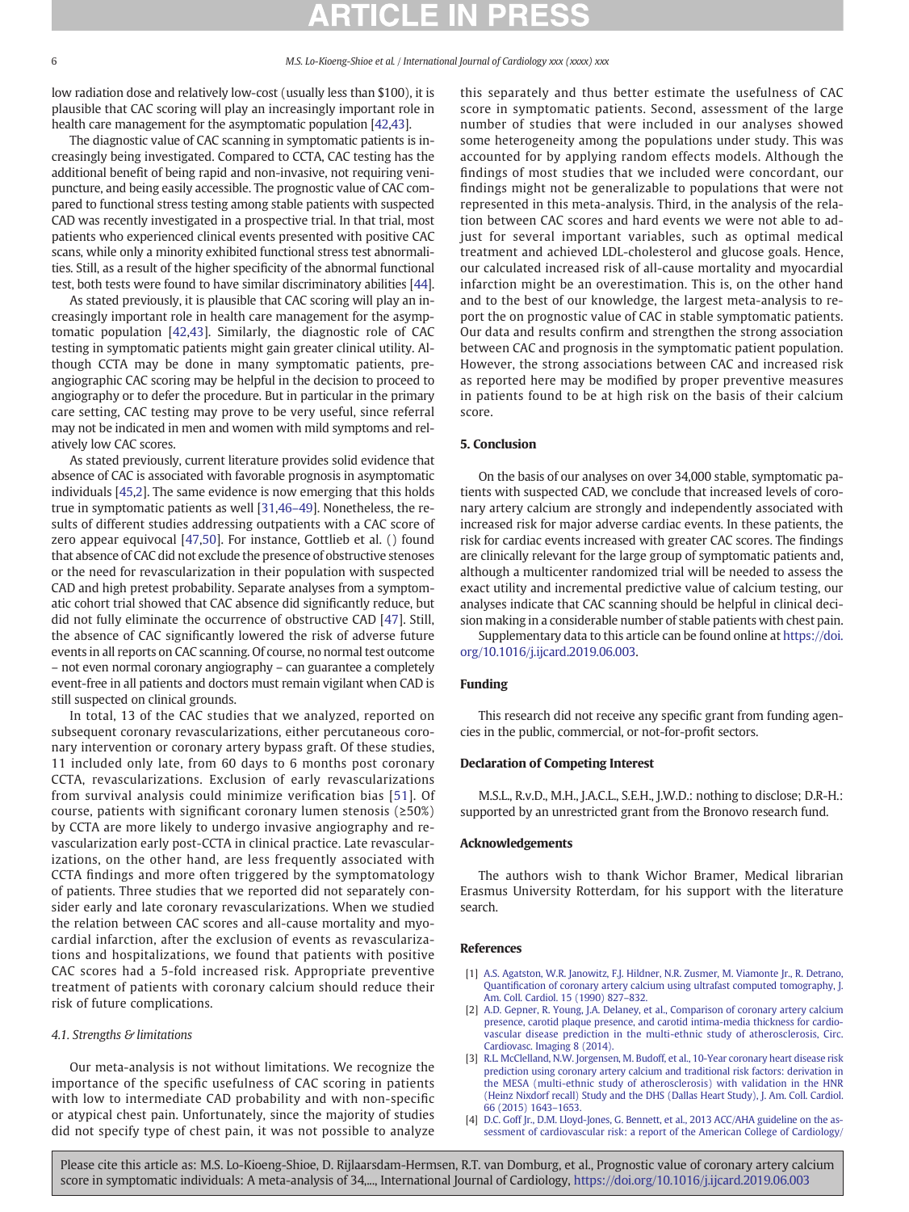low radiation dose and relatively low-cost (usually less than $100), it is plausible that CAC scoring will play an increasingly important role in health care management for the asymptomatic population [42,43].

The diagnostic value of CAC scanning in symptomatic patients is increasingly being investigated. Compared to CCTA, CAC testing has the additional benefit of being rapid and non-invasive, not requiring venipuncture, and being easily accessible. The prognostic value of CAC compared to functional stress testing among stable patients with suspected CAD was recently investigated in a prospective trial. In that trial, most patients who experienced clinical events presented with positive CAC scans, while only a minority exhibited functional stress test abnormalities. Still, as a result of the higher specificity of the abnormal functional test, both tests were found to have similar discriminatory abilities [44].

As stated previously, it is plausible that CAC scoring will play an increasingly important role in health care management for the asymptomatic population [42,43]. Similarly, the diagnostic role of CAC testing in symptomatic patients might gain greater clinical utility. Although CCTA may be done in many symptomatic patients, pre-angiographic CAC scoring may be helpful in the decision to proceed to angiography or to defer the procedure. But in particular in the primary care setting, CAC testing may prove to be very useful, since referral may not be indicated in men and women with mild symptoms and relatively low CAC scores.

As stated previously, current literature provides solid evidence that absence of CAC is associated with favorable prognosis in asymptomatic individuals [45,2]. The same evidence is now emerging that this holds true in symptomatic patients as well [31,46–49]. Nonetheless, the results of different studies addressing outpatients with a CAC score of zero appear equivocal [47,50]. For instance, Gottlieb et al. () found that absence of CAC did not exclude the presence of obstructive stenoses or the need for revascularization in their population with suspected CAD and high pretest probability. Separate analyses from a symptomatic cohort trial showed that CAC absence did significantly reduce, but did not fully eliminate the occurrence of obstructive CAD [47]. Still, the absence of CAC significantly lowered the risk of adverse future events in all reports on CAC scanning. Of course, no normal test outcome – not even normal coronary angiography – can guarantee a completely event-free in all patients and doctors must remain vigilant when CAD is still suspected on clinical grounds.

In total, 13 of the CAC studies that we analyzed, reported on subsequent coronary revascularizations, either percutaneous coronary intervention or coronary artery bypass graft. Of these studies, 11 included only late, from 60 days to 6 months post coronary CCTA, revascularizations. Exclusion of early revascularizations from survival analysis could minimize verification bias [51]. Of course, patients with significant coronary lumen stenosis (≥50%) by CCTA are more likely to undergo invasive angiography and revascularization early post-CCTA in clinical practice. Late revascularizations, on the other hand, are less frequently associated with CCTA findings and more often triggered by the symptomatology of patients. Three studies that we reported did not separately consider early and late coronary revascularizations. When we studied the relation between CAC scores and all-cause mortality and myocardial infarction, after the exclusion of events as revascularizations and hospitalizations, we found that patients with positive CAC scores had a 5-fold increased risk. Appropriate preventive treatment of patients with coronary calcium should reduce their risk of future complications.

### *4.1. Strengths & limitations*

Our meta-analysis is not without limitations. We recognize the importance of the specific usefulness of CAC scoring in patients with low to intermediate CAD probability and with non-specific or atypical chest pain. Unfortunately, since the majority of studies did not specify type of chest pain, it was not possible to analyze this separately and thus better estimate the usefulness of CAC score in symptomatic patients. Second, assessment of the large number of studies that were included in our analyses showed some heterogeneity among the populations under study. This was accounted for by applying random effects models. Although the findings of most studies that we included were concordant, our findings might not be generalizable to populations that were not represented in this meta-analysis. Third, in the analysis of the relation between CAC scores and hard events we were not able to adjust for several important variables, such as optimal medical treatment and achieved LDL-cholesterol and glucose goals. Hence, our calculated increased risk of all-cause mortality and myocardial infarction might be an overestimation. This is, on the other hand and to the best of our knowledge, the largest meta-analysis to report the on prognostic value of CAC in stable symptomatic patients. Our data and results confirm and strengthen the strong association between CAC and prognosis in the symptomatic patient population. However, the strong associations between CAC and increased risk as reported here may be modified by proper preventive measures in patients found to be at high risk on the basis of their calcium score.

## 5. Conclusion

On the basis of our analyses on over 34,000 stable, symptomatic patients with suspected CAD, we conclude that increased levels of coronary artery calcium are strongly and independently associated with increased risk for major adverse cardiac events. In these patients, the risk for cardiac events increased with greater CAC scores. The findings are clinically relevant for the large group of symptomatic patients and, although a multicenter randomized trial will be needed to assess the exact utility and incremental predictive value of calcium testing, our analyses indicate that CAC scanning should be helpful in clinical decision making in a considerable number of stable patients with chest pain.

Supplementary data to this article can be found online at https://doi.org/10.1016/j.ijcard.2019.06.003.

## Funding

This research did not receive any specific grant from funding agencies in the public, commercial, or not-for-profit sectors.

## Declaration of Competing Interest

M.S.L., R.v.D., M.H., J.A.C.L., S.E.H., J.W.D.: nothing to disclose; D.R-H.: supported by an unrestricted grant from the Bronovo research fund.

## Acknowledgements

The authors wish to thank Wichor Bramer, Medical librarian Erasmus University Rotterdam, for his support with the literature search.

## References

[1] A.S. Agatston, W.R. Janowitz, F.J. Hildner, N.R. Zusmer, M. Viamonte Jr., R. Detrano, Quantification of coronary artery calcium using ultrafast computed tomography, J. Am. Coll. Cardiol. 15 (1990) 827–832.

[2] A.D. Gepner, R. Young, J.A. Delaney, et al., Comparison of coronary artery calcium presence, carotid plaque presence, and carotid intima-media thickness for cardiovascular disease prediction in the multi-ethnic study of atherosclerosis, Circ. Cardiovasc. Imaging 8 (2014).

[3] R.L. McClelland, N.W. Jorgensen, M. Budoff, et al., 10-Year coronary heart disease risk prediction using coronary artery calcium and traditional risk factors: derivation in the MESA (multi-ethnic study of atherosclerosis) with validation in the HNR (Heinz Nixdorf recall) Study and the DHS (Dallas Heart Study), J. Am. Coll. Cardiol. 66 (2015) 1643–1653.

[4] D.C. Goff Jr., D.M. Lloyd-Jones, G. Bennett, et al., 2013 ACC/AHA guideline on the assessment of cardiovascular risk: a report of the American College of Cardiology/

Please cite this article as: M.S. Lo-Kioeng-Shioe, D. Rijlaarsdam-Hermsen, R.T. van Domburg, et al., Prognostic value of coronary artery calcium score in symptomatic individuals: A meta-analysis of 34,..., International Journal of Cardiology, https://doi.org/10.1016/j.ijcard.2019.06.003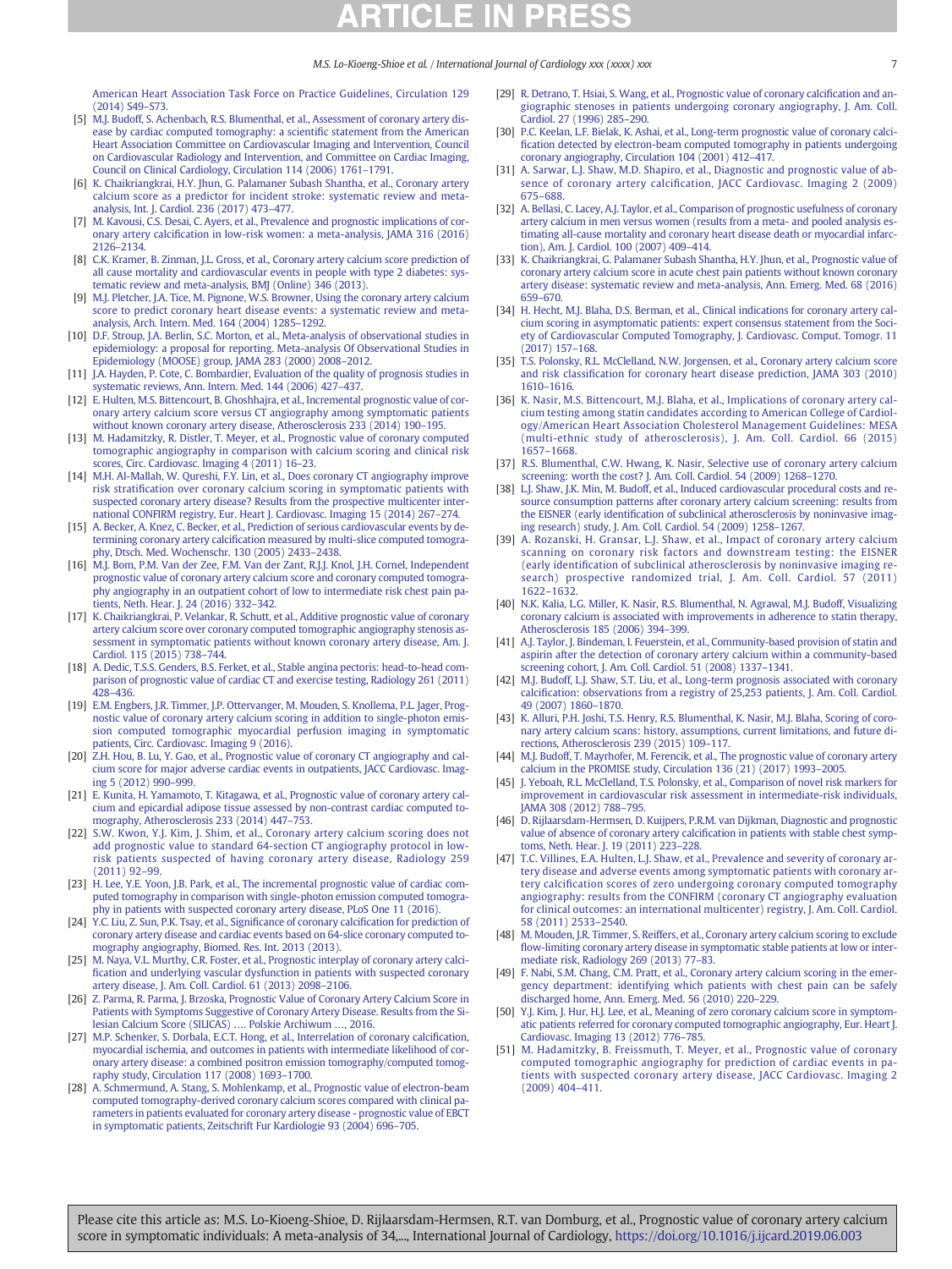American Heart Association Task Force on Practice Guidelines, Circulation 129 (2014) S49–S73.

[5] M.J. Budoff, S. Achenbach, R.S. Blumenthal, et al., Assessment of coronary artery disease by cardiac computed tomography: a scientific statement from the American Heart Association Committee on Cardiovascular Imaging and Intervention, Council on Cardiovascular Radiology and Intervention, and Committee on Cardiac Imaging, Council on Clinical Cardiology, Circulation 114 (2006) 1761–1791.

[6] K. Chaikriangkrai, H.Y. Jhun, G. Palamaner Subash Shantha, et al., Coronary artery calcium score as a predictor for incident stroke: systematic review and meta-analysis, Int. J. Cardiol. 236 (2017) 473–477.

[7] M. Kavousi, C.S. Desai, C. Ayers, et al., Prevalence and prognostic implications of coronary artery calcification in low-risk women: a meta-analysis, JAMA 316 (2016) 2126–2134.

[8] C.K. Kramer, B. Zinman, J.L. Gross, et al., Coronary artery calcium score prediction of all cause mortality and cardiovascular events in people with type 2 diabetes: systematic review and meta-analysis, BMJ (Online) 346 (2013).

[9] M.J. Pletcher, J.A. Tice, M. Pignone, W.S. Browner, Using the coronary artery calcium score to predict coronary heart disease events: a systematic review and meta-analysis, Arch. Intern. Med. 164 (2004) 1285–1292.

[10] D.F. Stroup, J.A. Berlin, S.C. Morton, et al., Meta-analysis of observational studies in epidemiology: a proposal for reporting. Meta-analysis Of Observational Studies in Epidemiology (MOOSE) group, JAMA 283 (2000) 2008–2012.

[11] J.A. Hayden, P. Cote, C. Bombardier, Evaluation of the quality of prognosis studies in systematic reviews, Ann. Intern. Med. 144 (2006) 427–437.

[12] E. Hulten, M.S. Bittencourt, B. Ghoshhajra, et al., Incremental prognostic value of coronary artery calcium score versus CT angiography among symptomatic patients without known coronary artery disease, Atherosclerosis 233 (2014) 190–195.

[13] M. Hadamitzky, R. Distler, T. Meyer, et al., Prognostic value of coronary computed tomographic angiography in comparison with calcium scoring and clinical risk scores, Circ. Cardiovasc. Imaging 4 (2011) 16–23.

[14] M.H. Al-Mallah, W. Qureshi, F.Y. Lin, et al., Does coronary CT angiography improve risk stratification over coronary calcium scoring in symptomatic patients with suspected coronary artery disease? Results from the prospective multicenter international CONFIRM registry, Eur. Heart J. Cardiovasc. Imaging 15 (2014) 267–274.

[15] A. Becker, A. Knez, C. Becker, et al., Prediction of serious cardiovascular events by determining coronary artery calcification measured by multi-slice computed tomography, Dtsch. Med. Wochenschr. 130 (2005) 2433–2438.

[16] M.J. Bom, P.M. Van der Zee, F.M. Van der Zant, R.J.J. Knol, J.H. Cornel, Independent prognostic value of coronary artery calcium score and coronary computed tomography angiography in an outpatient cohort of low to intermediate risk chest pain patients, Neth. Hear. J. 24 (2016) 332–342.

[17] K. Chaikriangkrai, P. Velankar, R. Schutt, et al., Additive prognostic value of coronary artery calcium score over coronary computed tomographic angiography stenosis assessment in symptomatic patients without known coronary artery disease, Am. J. Cardiol. 115 (2015) 738–744.

[18] A. Dedic, T.S.S. Genders, B.S. Ferket, et al., Stable angina pectoris: head-to-head comparison of prognostic value of cardiac CT and exercise testing, Radiology 261 (2011) 428–436.

[19] E.M. Engbers, J.R. Timmer, J.P. Ottervanger, M. Mouden, S. Knollema, P.L. Jager, Prognostic value of coronary artery calcium scoring in addition to single-photon emission computed tomographic myocardial perfusion imaging in symptomatic patients, Circ. Cardiovasc. Imaging 9 (2016).

[20] Z.H. Hou, B. Lu, Y. Gao, et al., Prognostic value of coronary CT angiography and calcium score for major adverse cardiac events in outpatients, JACC Cardiovasc. Imaging 5 (2012) 990–999.

[21] E. Kunita, H. Yamamoto, T. Kitagawa, et al., Prognostic value of coronary artery calcium and epicardial adipose tissue assessed by non-contrast cardiac computed tomography, Atherosclerosis 233 (2014) 447–753.

[22] S.W. Kwon, Y.J. Kim, J. Shim, et al., Coronary artery calcium scoring does not add prognostic value to standard 64-section CT angiography protocol in low-risk patients suspected of having coronary artery disease, Radiology 259 (2011) 92–99.

[23] H. Lee, Y.E. Yoon, J.B. Park, et al., The incremental prognostic value of cardiac computed tomography in comparison with single-photon emission computed tomography in patients with suspected coronary artery disease, PLoS One 11 (2016).

[24] Y.C. Liu, Z. Sun, P.K. Tsay, et al., Significance of coronary calcification for prediction of coronary artery disease and cardiac events based on 64-slice coronary computed tomography angiography, Biomed. Res. Int. 2013 (2013).

[25] M. Naya, V.L. Murthy, C.R. Foster, et al., Prognostic interplay of coronary artery calcification and underlying vascular dysfunction in patients with suspected coronary artery disease, J. Am. Coll. Cardiol. 61 (2013) 2098–2106.

[26] Z. Parma, R. Parma, J. Brzoska, Prognostic Value of Coronary Artery Calcium Score in Patients with Symptoms Suggestive of Coronary Artery Disease. Results from the Silesian Calcium Score (SILICAS) …. Polskie Archiwum …, 2016.

[27] M.P. Schenker, S. Dorbala, E.C.T. Hong, et al., Interrelation of coronary calcification, myocardial ischemia, and outcomes in patients with intermediate likelihood of coronary artery disease: a combined positron emission tomography/computed tomography study, Circulation 117 (2008) 1693–1700.

[28] A. Schmermund, A. Stang, S. Mohlenkamp, et al., Prognostic value of electron-beam computed tomography-derived coronary calcium scores compared with clinical parameters in patients evaluated for coronary artery disease - prognostic value of EBCT in symptomatic patients, Zeitschrift Fur Kardiologie 93 (2004) 696–705.

[29] R. Detrano, T. Hsiai, S. Wang, et al., Prognostic value of coronary calcification and angiographic stenoses in patients undergoing coronary angiography, J. Am. Coll. Cardiol. 27 (1996) 285–290.

[30] P.C. Keelan, L.F. Bielak, K. Ashai, et al., Long-term prognostic value of coronary calcification detected by electron-beam computed tomography in patients undergoing coronary angiography, Circulation 104 (2001) 412–417.

[31] A. Sarwar, L.J. Shaw, M.D. Shapiro, et al., Diagnostic and prognostic value of absence of coronary artery calcification, JACC Cardiovasc. Imaging 2 (2009) 675–688.

[32] A. Bellasi, C. Lacey, A.J. Taylor, et al., Comparison of prognostic usefulness of coronary artery calcium in men versus women (results from a meta- and pooled analysis estimating all-cause mortality and coronary heart disease death or myocardial infarction), Am. J. Cardiol. 100 (2007) 409–414.

[33] K. Chaikriangkrai, G. Palamaner Subash Shantha, H.Y. Jhun, et al., Prognostic value of coronary artery calcium score in acute chest pain patients without known coronary artery disease: systematic review and meta-analysis, Ann. Emerg. Med. 68 (2016) 659–670.

[34] H. Hecht, M.J. Blaha, D.S. Berman, et al., Clinical indications for coronary artery calcium scoring in asymptomatic patients: expert consensus statement from the Society of Cardiovascular Computed Tomography, J. Cardiovasc. Comput. Tomogr. 11 (2017) 157–168.

[35] T.S. Polonsky, R.L. McClelland, N.W. Jorgensen, et al., Coronary artery calcium score and risk classification for coronary heart disease prediction, JAMA 303 (2010) 1610–1616.

[36] K. Nasir, M.S. Bittencourt, M.J. Blaha, et al., Implications of coronary artery calcium testing among statin candidates according to American College of Cardiology/American Heart Association Cholesterol Management Guidelines: MESA (multi-ethnic study of atherosclerosis), J. Am. Coll. Cardiol. 66 (2015) 1657–1668.

[37] R.S. Blumenthal, C.W. Hwang, K. Nasir, Selective use of coronary artery calcium screening: worth the cost? J. Am. Coll. Cardiol. 54 (2009) 1268–1270.

[38] L.J. Shaw, J.K. Min, M. Budoff, et al., Induced cardiovascular procedural costs and resource consumption patterns after coronary artery calcium screening: results from the EISNER (early identification of subclinical atherosclerosis by noninvasive imaging research) study, J. Am. Coll. Cardiol. 54 (2009) 1258–1267.

[39] A. Rozanski, H. Gransar, L.J. Shaw, et al., Impact of coronary artery calcium scanning on coronary risk factors and downstream testing: the EISNER (early identification of subclinical atherosclerosis by noninvasive imaging research) prospective randomized trial, J. Am. Coll. Cardiol. 57 (2011) 1622–1632.

[40] N.K. Kalia, L.G. Miller, K. Nasir, R.S. Blumenthal, N. Agrawal, M.J. Budoff, Visualizing coronary calcium is associated with improvements in adherence to statin therapy, Atherosclerosis 185 (2006) 394–399.

[41] A.J. Taylor, J. Bindeman, I. Feuerstein, et al., Community-based provision of statin and aspirin after the detection of coronary artery calcium within a community-based screening cohort, J. Am. Coll. Cardiol. 51 (2008) 1337–1341.

[42] M.J. Budoff, L.J. Shaw, S.T. Liu, et al., Long-term prognosis associated with coronary calcification: observations from a registry of 25,253 patients, J. Am. Coll. Cardiol. 49 (2007) 1860–1870.

[43] K. Alluri, P.H. Joshi, T.S. Henry, R.S. Blumenthal, K. Nasir, M.J. Blaha, Scoring of coronary artery calcium scans: history, assumptions, current limitations, and future directions, Atherosclerosis 239 (2015) 109–117.

[44] M.J. Budoff, T. Mayrhofer, M. Ferencik, et al., The prognostic value of coronary artery calcium in the PROMISE study, Circulation 136 (21) (2017) 1993–2005.

[45] J. Yeboah, R.L. McClelland, T.S. Polonsky, et al., Comparison of novel risk markers for improvement in cardiovascular risk assessment in intermediate-risk individuals, JAMA 308 (2012) 788–795.

[46] D. Rijlaarsdam-Hermsen, D. Kuijpers, P.R.M. van Dijkman, Diagnostic and prognostic value of absence of coronary artery calcification in patients with stable chest symptoms, Neth. Hear. J. 19 (2011) 223–228.

[47] T.C. Villines, E.A. Hulten, L.J. Shaw, et al., Prevalence and severity of coronary artery disease and adverse events among symptomatic patients with coronary artery calcification scores of zero undergoing coronary computed tomography angiography: results from the CONFIRM (coronary CT angiography evaluation for clinical outcomes: an international multicenter) registry, J. Am. Coll. Cardiol. 58 (2011) 2533–2540.

[48] M. Mouden, J.R. Timmer, S. Reiffers, et al., Coronary artery calcium scoring to exclude flow-limiting coronary artery disease in symptomatic stable patients at low or intermediate risk, Radiology 269 (2013) 77–83.

[49] F. Nabi, S.M. Chang, C.M. Pratt, et al., Coronary artery calcium scoring in the emergency department: identifying which patients with chest pain can be safely discharged home, Ann. Emerg. Med. 56 (2010) 220–229.

[50] Y.J. Kim, J. Hur, H.J. Lee, et al., Meaning of zero coronary calcium score in symptomatic patients referred for coronary computed tomographic angiography, Eur. Heart J. Cardiovasc. Imaging 13 (2012) 776–785.

[51] M. Hadamitzky, B. Freissmuth, T. Meyer, et al., Prognostic value of coronary computed tomographic angiography for prediction of cardiac events in patients with suspected coronary artery disease, JACC Cardiovasc. Imaging 2 (2009) 404–411.